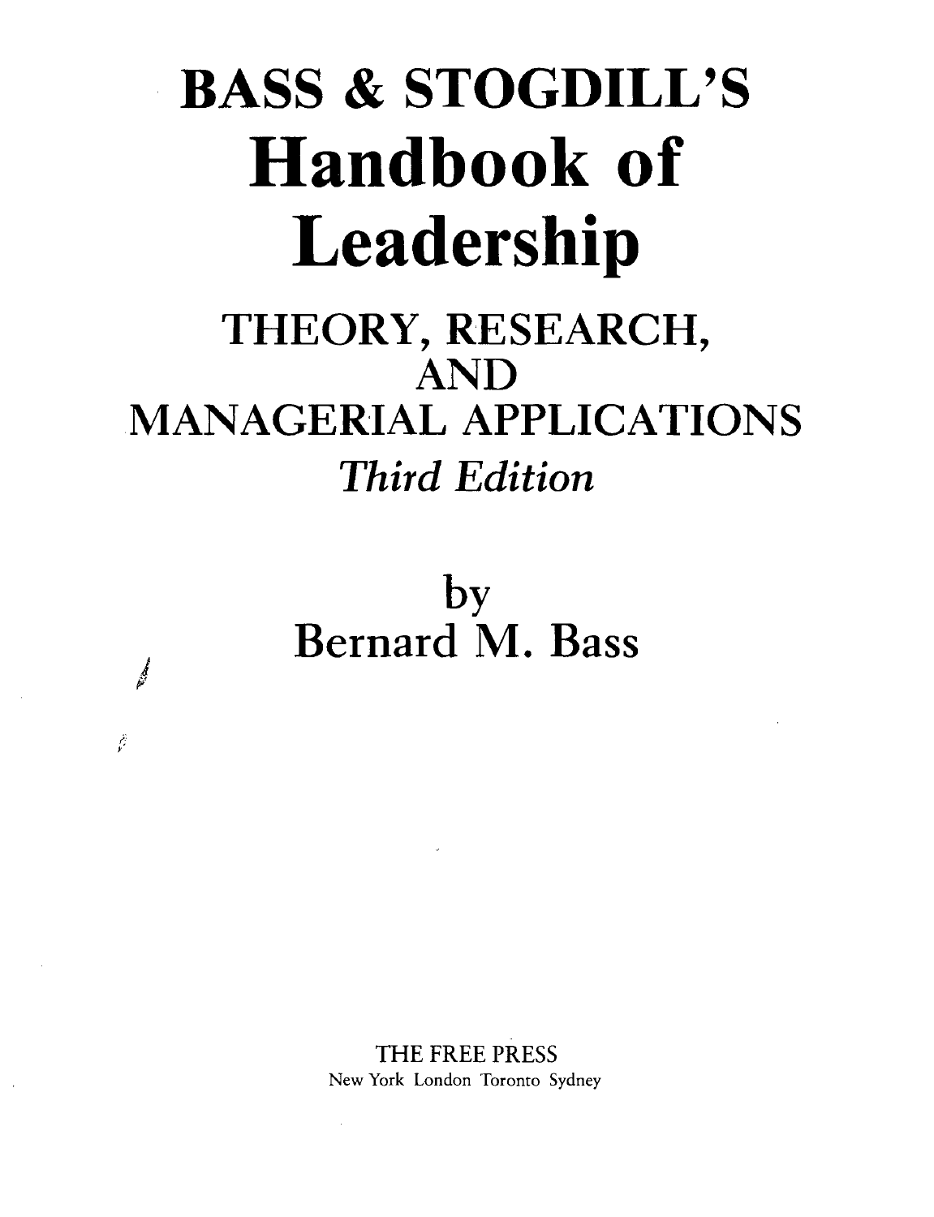# BASS & STOGDILL'S
# Handbook of Leadership

## THEORY, RESEARCH, AND MANAGERIAL APPLICATIONS

*Third Edition*

by

Bernard M. Bass

THE FREE PRESS
New York London Toronto Sydney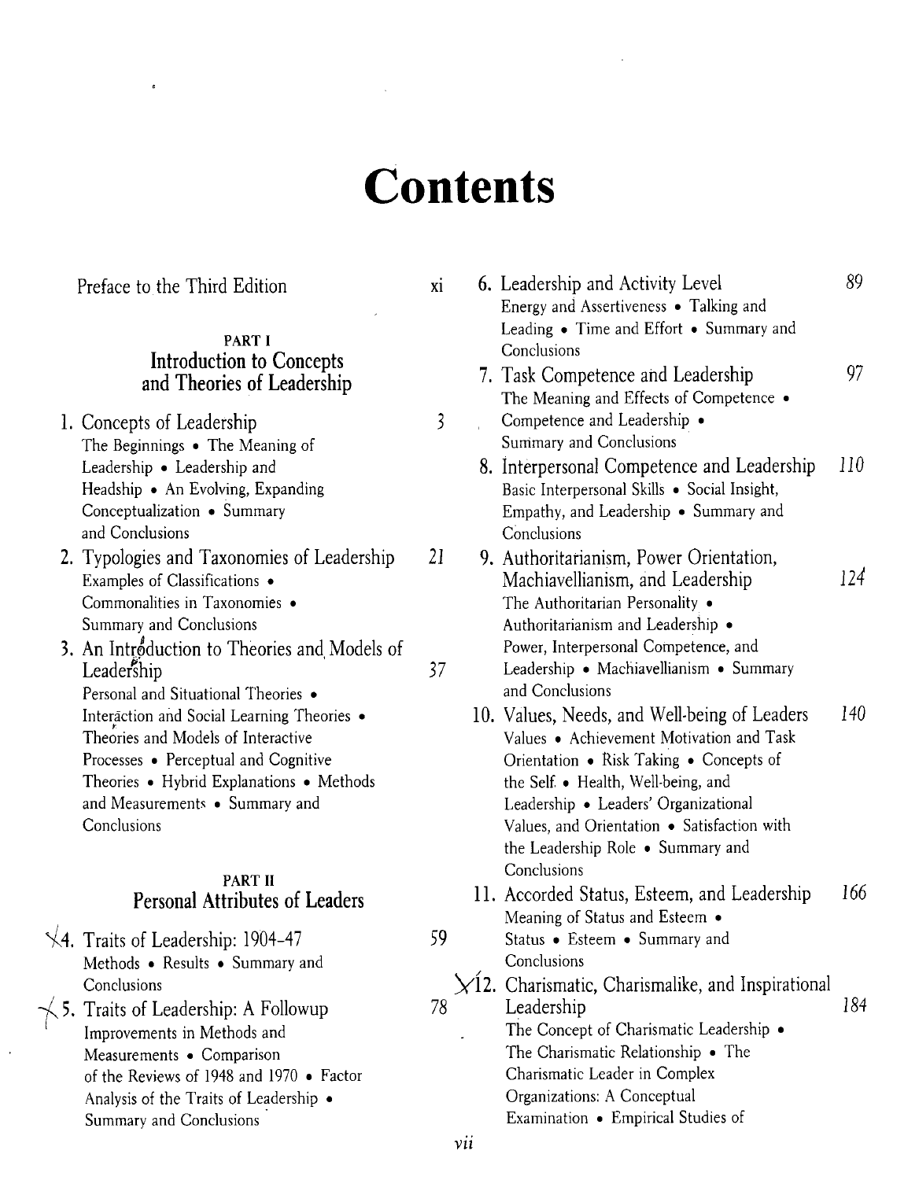# Contents

Preface to the Third Edition xi

## PART I
## Introduction to Concepts and Theories of Leadership

1. Concepts of Leadership 3
   The Beginnings • The Meaning of Leadership • Leadership and Headship • An Evolving, Expanding Conceptualization • Summary and Conclusions
2. Typologies and Taxonomies of Leadership 21
   Examples of Classifications • Commonalities in Taxonomies • Summary and Conclusions
3. An Introduction to Theories and Models of Leadership 37
   Personal and Situational Theories • Interaction and Social Learning Theories • Theories and Models of Interactive Processes • Perceptual and Cognitive Theories • Hybrid Explanations • Methods and Measurements • Summary and Conclusions

## PART II
## Personal Attributes of Leaders

4. Traits of Leadership: 1904–47 59
   Methods • Results • Summary and Conclusions
5. Traits of Leadership: A Followup 78
   Improvements in Methods and Measurements • Comparison of the Reviews of 1948 and 1970 • Factor Analysis of the Traits of Leadership • Summary and Conclusions
6. Leadership and Activity Level 89
   Energy and Assertiveness • Talking and Leading • Time and Effort • Summary and Conclusions
7. Task Competence and Leadership 97
   The Meaning and Effects of Competence • Competence and Leadership • Summary and Conclusions
8. Interpersonal Competence and Leadership 110
   Basic Interpersonal Skills • Social Insight, Empathy, and Leadership • Summary and Conclusions
9. Authoritarianism, Power Orientation, Machiavellianism, and Leadership 124
   The Authoritarian Personality • Authoritarianism and Leadership • Power, Interpersonal Competence, and Leadership • Machiavellianism • Summary and Conclusions
10. Values, Needs, and Well-being of Leaders 140
    Values • Achievement Motivation and Task Orientation • Risk Taking • Concepts of the Self • Health, Well-being, and Leadership • Leaders' Organizational Values, and Orientation • Satisfaction with the Leadership Role • Summary and Conclusions
11. Accorded Status, Esteem, and Leadership 166
    Meaning of Status and Esteem • Status • Esteem • Summary and Conclusions
12. Charismatic, Charismalike, and Inspirational Leadership 184
    The Concept of Charismatic Leadership • The Charismatic Relationship • The Charismatic Leader in Complex Organizations: A Conceptual Examination • Empirical Studies of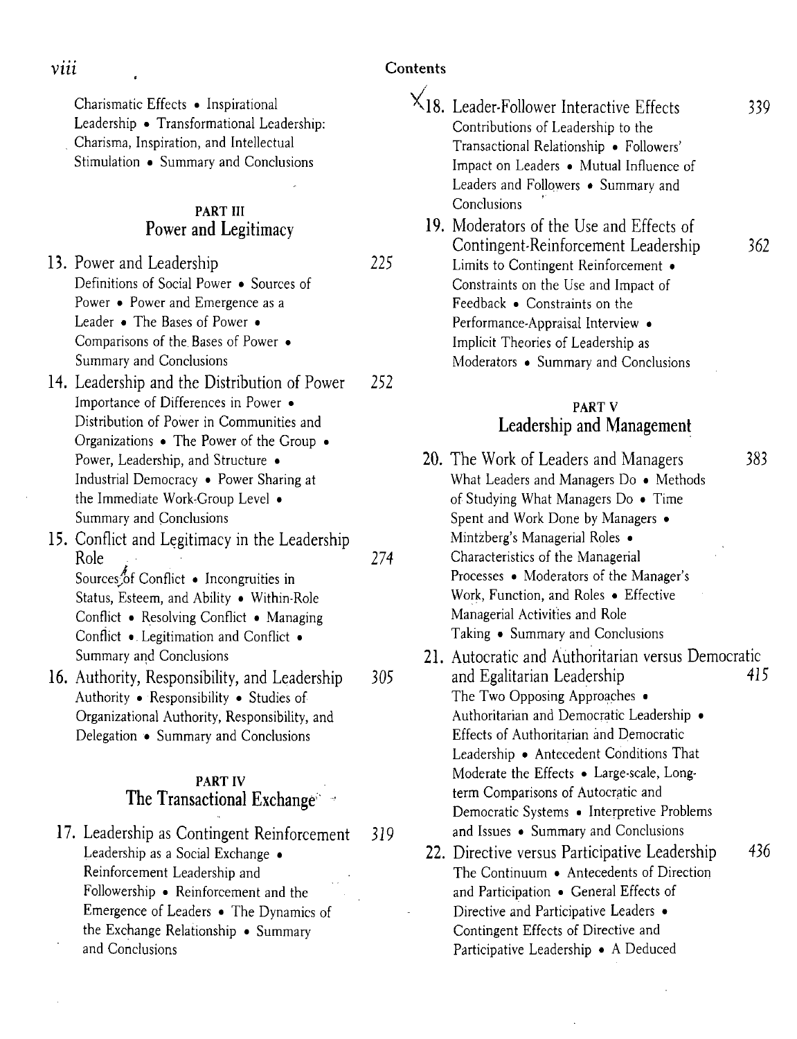Charismatic Effects • Inspirational Leadership • Transformational Leadership: Charisma, Inspiration, and Intellectual Stimulation • Summary and Conclusions

## PART III
## Power and Legitimacy

13. Power and Leadership — 225
    Definitions of Social Power • Sources of Power • Power and Emergence as a Leader • The Bases of Power • Comparisons of the Bases of Power • Summary and Conclusions
14. Leadership and the Distribution of Power — 252
    Importance of Differences in Power • Distribution of Power in Communities and Organizations • The Power of the Group • Power, Leadership, and Structure • Industrial Democracy • Power Sharing at the Immediate Work-Group Level • Summary and Conclusions
15. Conflict and Legitimacy in the Leadership Role — 274
    Sources of Conflict • Incongruities in Status, Esteem, and Ability • Within-Role Conflict • Resolving Conflict • Managing Conflict • Legitimation and Conflict • Summary and Conclusions
16. Authority, Responsibility, and Leadership — 305
    Authority • Responsibility • Studies of Organizational Authority, Responsibility, and Delegation • Summary and Conclusions

## PART IV
## The Transactional Exchange

17. Leadership as Contingent Reinforcement — 319
    Leadership as a Social Exchange • Reinforcement Leadership and Followership • Reinforcement and the Emergence of Leaders • The Dynamics of the Exchange Relationship • Summary and Conclusions
18. Leader-Follower Interactive Effects — 339
    Contributions of Leadership to the Transactional Relationship • Followers' Impact on Leaders • Mutual Influence of Leaders and Followers • Summary and Conclusions
19. Moderators of the Use and Effects of Contingent-Reinforcement Leadership — 362
    Limits to Contingent Reinforcement • Constraints on the Use and Impact of Feedback • Constraints on the Performance-Appraisal Interview • Implicit Theories of Leadership as Moderators • Summary and Conclusions

## PART V
## Leadership and Management

20. The Work of Leaders and Managers — 383
    What Leaders and Managers Do • Methods of Studying What Managers Do • Time Spent and Work Done by Managers • Mintzberg's Managerial Roles • Characteristics of the Managerial Processes • Moderators of the Manager's Work, Function, and Roles • Effective Managerial Activities and Role Taking • Summary and Conclusions
21. Autocratic and Authoritarian versus Democratic and Egalitarian Leadership — 415
    The Two Opposing Approaches • Authoritarian and Democratic Leadership • Effects of Authoritarian and Democratic Leadership • Antecedent Conditions That Moderate the Effects • Large-scale, Long-term Comparisons of Autocratic and Democratic Systems • Interpretive Problems and Issues • Summary and Conclusions
22. Directive versus Participative Leadership — 436
    The Continuum • Antecedents of Direction and Participation • General Effects of Directive and Participative Leaders • Contingent Effects of Directive and Participative Leadership • A Deduced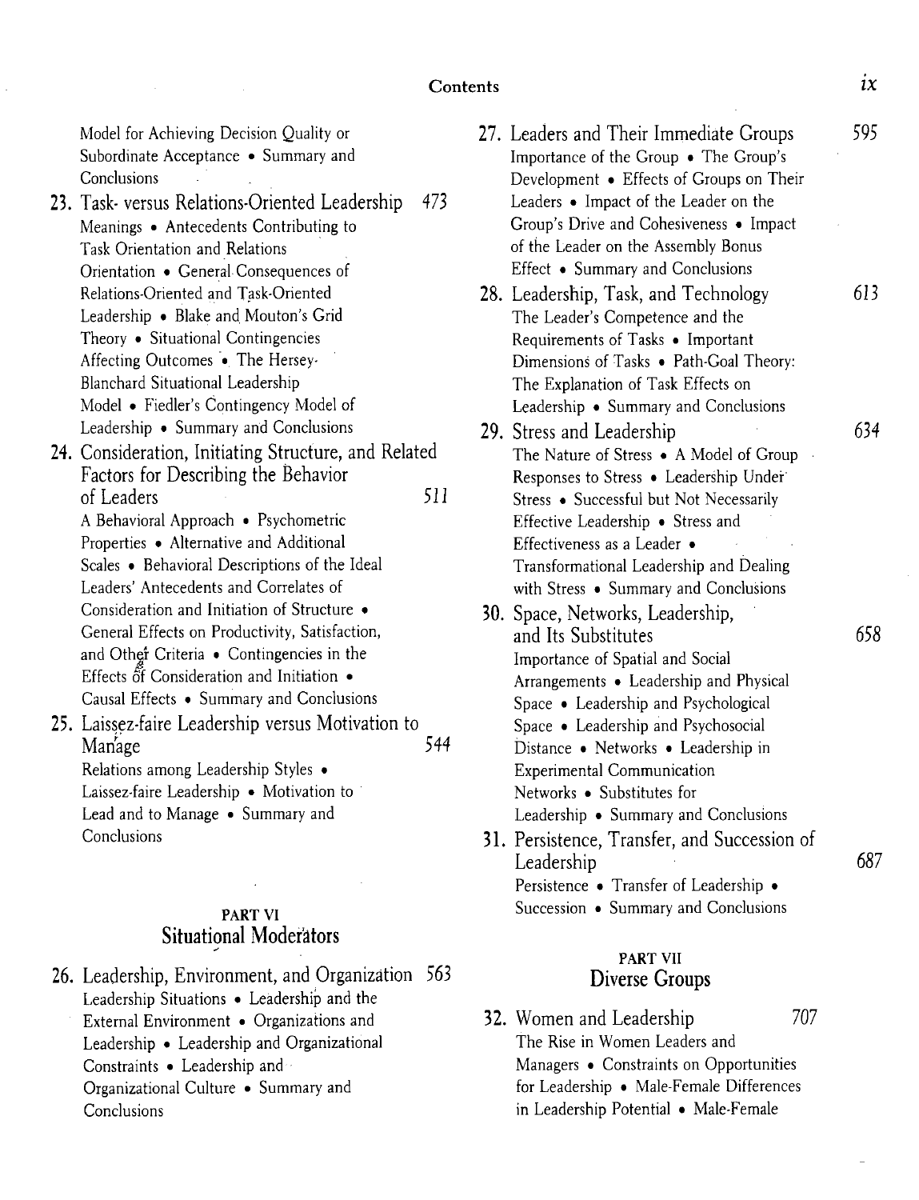Model for Achieving Decision Quality or Subordinate Acceptance • Summary and Conclusions

**23. Task- versus Relations-Oriented Leadership** 473

Meanings • Antecedents Contributing to Task Orientation and Relations Orientation • General Consequences of Relations-Oriented and Task-Oriented Leadership • Blake and Mouton's Grid Theory • Situational Contingencies Affecting Outcomes • The Hersey-Blanchard Situational Leadership Model • Fiedler's Contingency Model of Leadership • Summary and Conclusions

**24. Consideration, Initiating Structure, and Related Factors for Describing the Behavior of Leaders** 511

A Behavioral Approach • Psychometric Properties • Alternative and Additional Scales • Behavioral Descriptions of the Ideal Leaders' Antecedents and Correlates of Consideration and Initiation of Structure • General Effects on Productivity, Satisfaction, and Other Criteria • Contingencies in the Effects of Consideration and Initiation • Causal Effects • Summary and Conclusions

**25. Laissez-faire Leadership versus Motivation to Manage** 544

Relations among Leadership Styles • Laissez-faire Leadership • Motivation to Lead and to Manage • Summary and Conclusions

## PART VI
## Situational Moderators

**26. Leadership, Environment, and Organization** 563

Leadership Situations • Leadership and the External Environment • Organizations and Leadership • Leadership and Organizational Constraints • Leadership and Organizational Culture • Summary and Conclusions

**27. Leaders and Their Immediate Groups** 595

Importance of the Group • The Group's Development • Effects of Groups on Their Leaders • Impact of the Leader on the Group's Drive and Cohesiveness • Impact of the Leader on the Assembly Bonus Effect • Summary and Conclusions

**28. Leadership, Task, and Technology** 613

The Leader's Competence and the Requirements of Tasks • Important Dimensions of Tasks • Path-Goal Theory: The Explanation of Task Effects on Leadership • Summary and Conclusions

**29. Stress and Leadership** 634

The Nature of Stress • A Model of Group Responses to Stress • Leadership Under Stress • Successful but Not Necessarily Effective Leadership • Stress and Effectiveness as a Leader • Transformational Leadership and Dealing with Stress • Summary and Conclusions

**30. Space, Networks, Leadership, and Its Substitutes** 658

Importance of Spatial and Social Arrangements • Leadership and Physical Space • Leadership and Psychological Space • Leadership and Psychosocial Distance • Networks • Leadership in Experimental Communication Networks • Substitutes for Leadership • Summary and Conclusions

**31. Persistence, Transfer, and Succession of Leadership** 687

Persistence • Transfer of Leadership • Succession • Summary and Conclusions

## PART VII
## Diverse Groups

**32. Women and Leadership** 707

The Rise in Women Leaders and Managers • Constraints on Opportunities for Leadership • Male-Female Differences in Leadership Potential • Male-Female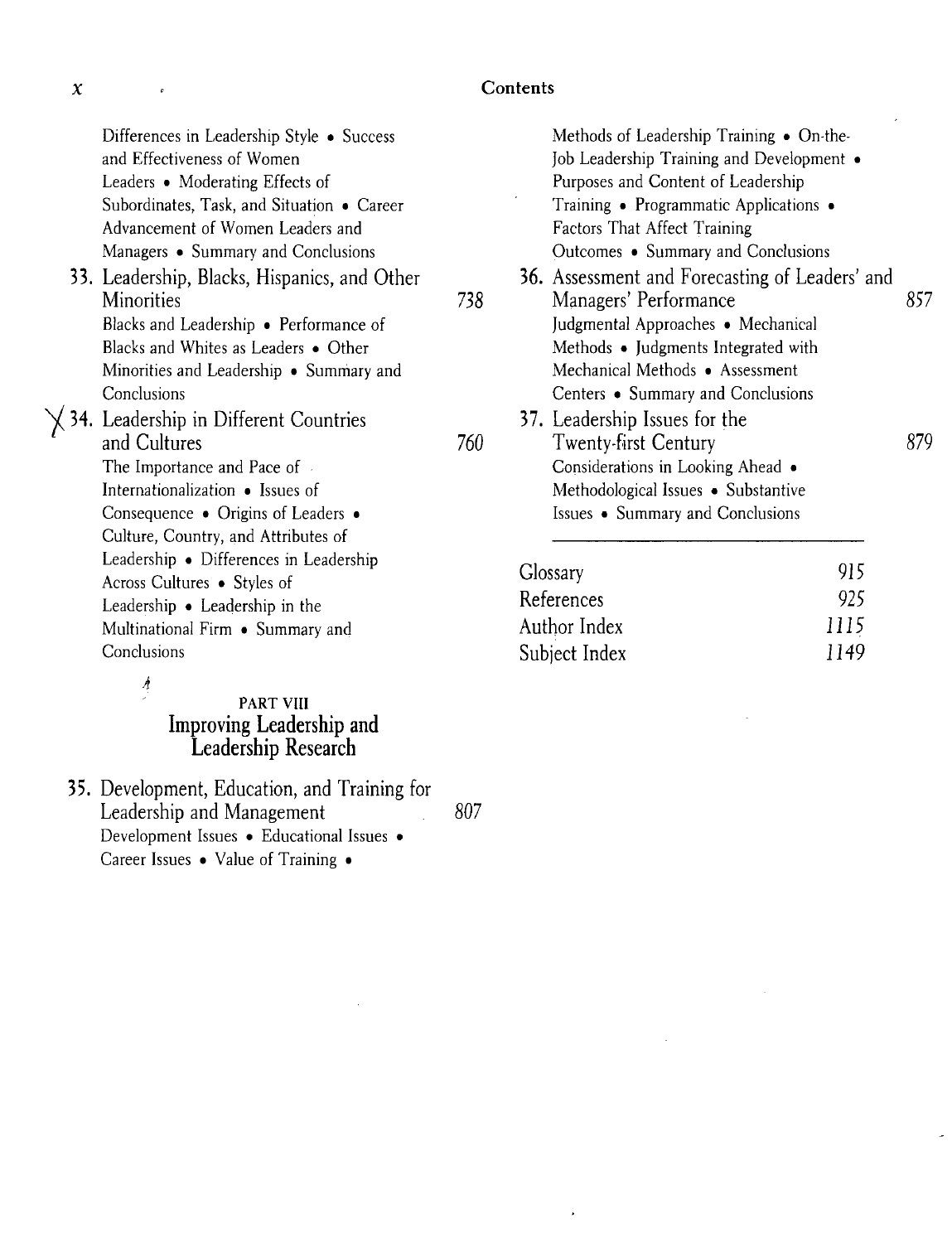Differences in Leadership Style • Success and Effectiveness of Women Leaders • Moderating Effects of Subordinates, Task, and Situation • Career Advancement of Women Leaders and Managers • Summary and Conclusions

33. Leadership, Blacks, Hispanics, and Other Minorities — 738
    Blacks and Leadership • Performance of Blacks and Whites as Leaders • Other Minorities and Leadership • Summary and Conclusions

34. Leadership in Different Countries and Cultures — 760
    The Importance and Pace of Internationalization • Issues of Consequence • Origins of Leaders • Culture, Country, and Attributes of Leadership • Differences in Leadership Across Cultures • Styles of Leadership • Leadership in the Multinational Firm • Summary and Conclusions

## PART VIII
## Improving Leadership and Leadership Research

35. Development, Education, and Training for Leadership and Management — 807
    Development Issues • Educational Issues • Career Issues • Value of Training • Methods of Leadership Training • On-the-Job Leadership Training and Development • Purposes and Content of Leadership Training • Programmatic Applications • Factors That Affect Training Outcomes • Summary and Conclusions

36. Assessment and Forecasting of Leaders' and Managers' Performance — 857
    Judgmental Approaches • Mechanical Methods • Judgments Integrated with Mechanical Methods • Assessment Centers • Summary and Conclusions

37. Leadership Issues for the Twenty-first Century — 879
    Considerations in Looking Ahead • Methodological Issues • Substantive Issues • Summary and Conclusions

| | |
|---|---|
| Glossary | 915 |
| References | 925 |
| Author Index | 1115 |
| Subject Index | 1149 |